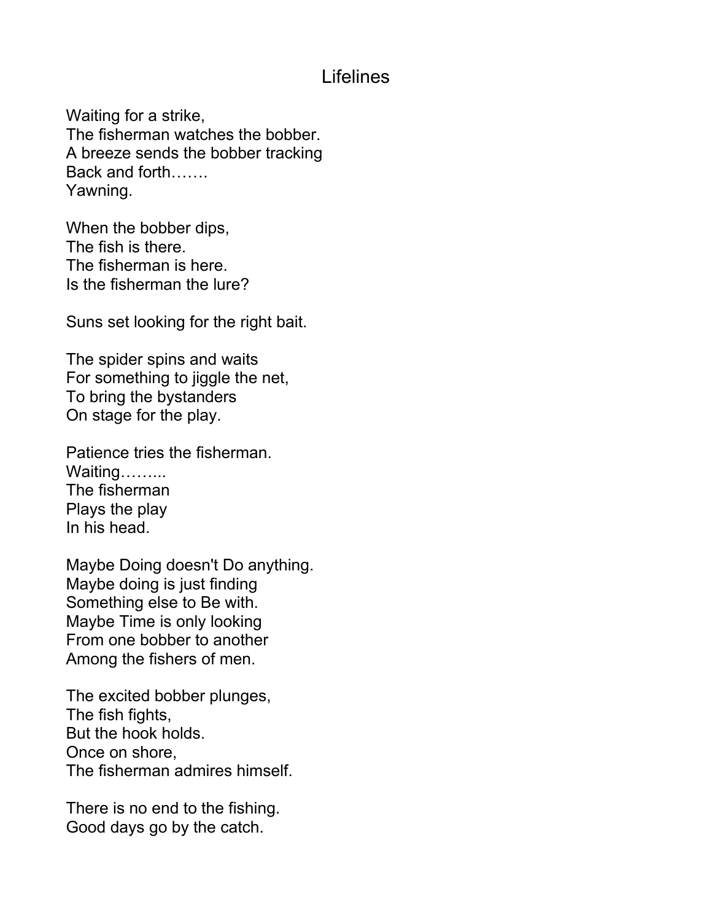# Lifelines

Waiting for a strike,  
The fisherman watches the bobber.  
A breeze sends the bobber tracking  
Back and forth…….  
Yawning.

When the bobber dips,  
The fish is there.  
The fisherman is here.  
Is the fisherman the lure?

Suns set looking for the right bait.

The spider spins and waits  
For something to jiggle the net,  
To bring the bystanders  
On stage for the play.

Patience tries the fisherman.  
Waiting……...  
The fisherman  
Plays the play  
In his head.

Maybe Doing doesn't Do anything.  
Maybe doing is just finding  
Something else to Be with.  
Maybe Time is only looking  
From one bobber to another  
Among the fishers of men.

The excited bobber plunges,  
The fish fights,  
But the hook holds.  
Once on shore,  
The fisherman admires himself.

There is no end to the fishing.  
Good days go by the catch.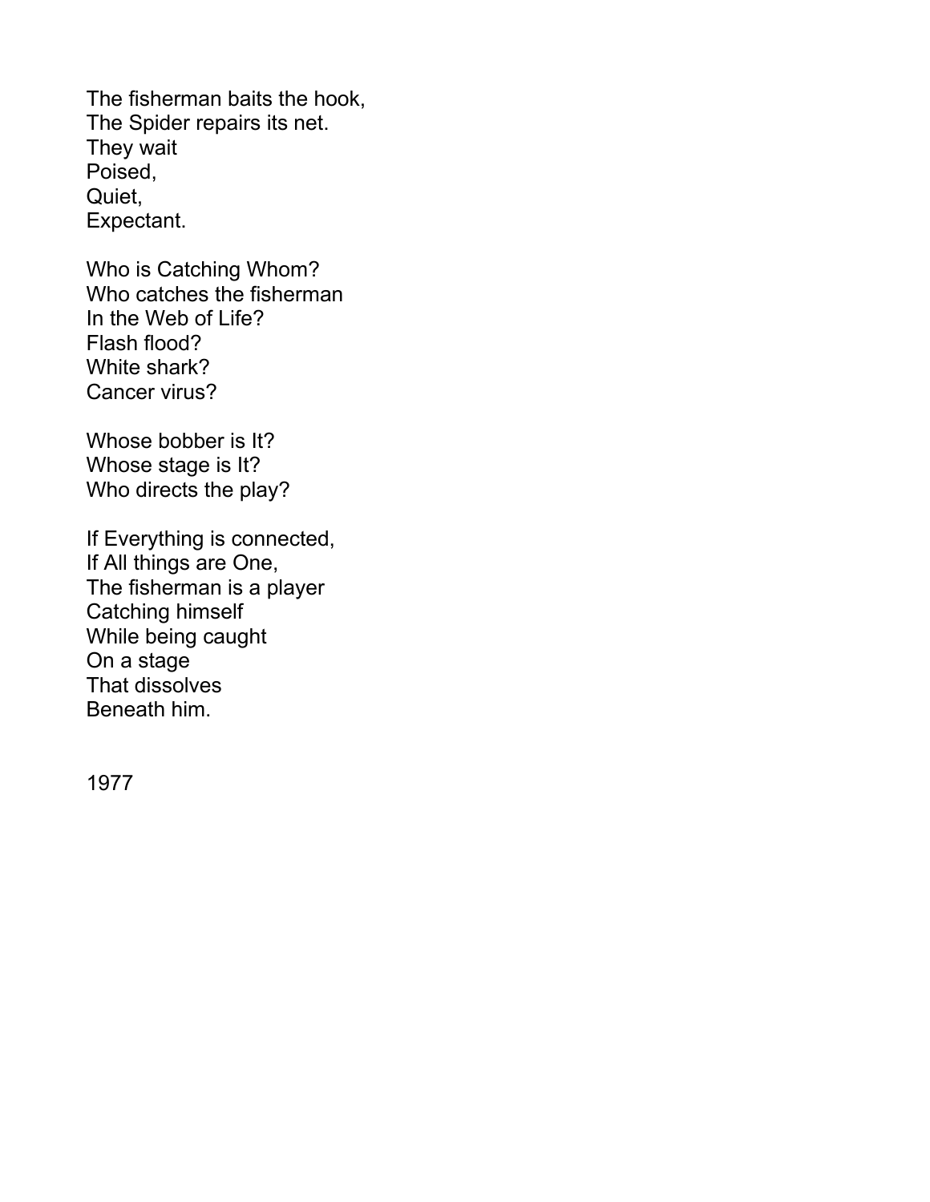The fisherman baits the hook,  
The Spider repairs its net.  
They wait  
Poised,  
Quiet,  
Expectant.

Who is Catching Whom?  
Who catches the fisherman  
In the Web of Life?  
Flash flood?  
White shark?  
Cancer virus?

Whose bobber is It?  
Whose stage is It?  
Who directs the play?

If Everything is connected,  
If All things are One,  
The fisherman is a player  
Catching himself  
While being caught  
On a stage  
That dissolves  
Beneath him.

1977